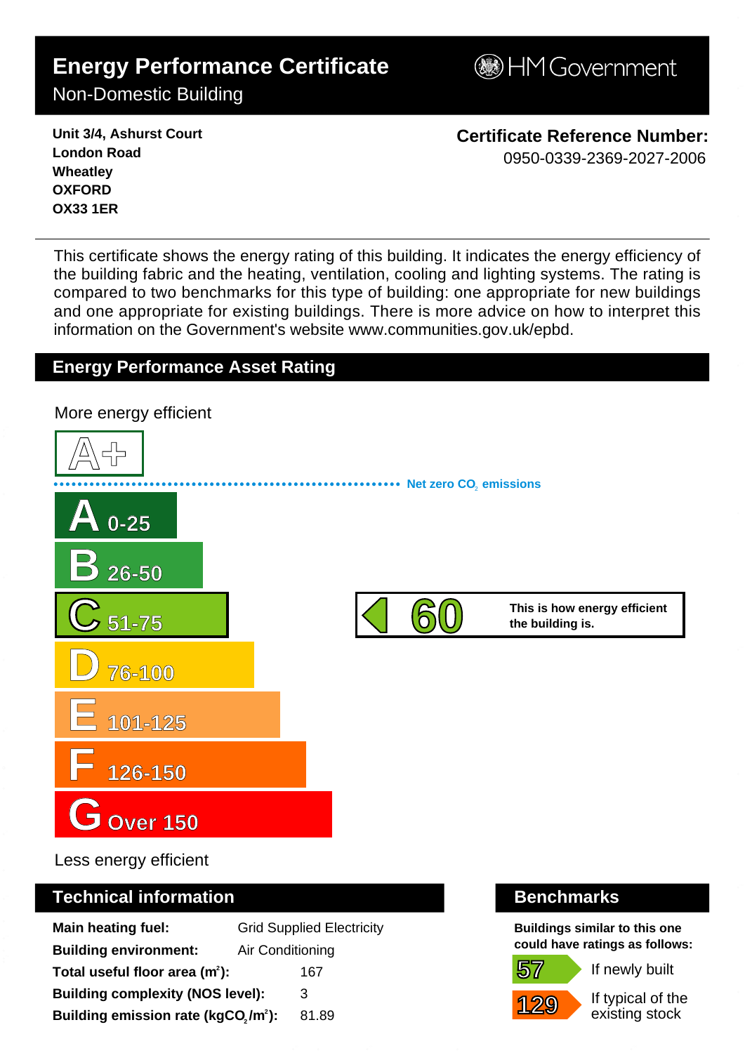# Energy Performance Certificate

Non-Domestic Building

HM Government

**Unit 3/4, Ashurst Court**
**London Road**
**Wheatley**
**OXFORD**
**OX33 1ER**

**Certificate Reference Number:**
0950-0339-2369-2027-2006

This certificate shows the energy rating of this building. It indicates the energy efficiency of the building fabric and the heating, ventilation, cooling and lighting systems. The rating is compared to two benchmarks for this type of building: one appropriate for new buildings and one appropriate for existing buildings. There is more advice on how to interpret this information on the Government's website www.communities.gov.uk/epbd.

## Energy Performance Asset Rating

More energy efficient

A+

Net zero $CO_2$ emissions

- A 0-25
- B 26-50
- C 51-75
- D 76-100
- E 101-125
- F 126-150
- G Over 150

**60** — **This is how energy efficient the building is.**

Less energy efficient

## Technical information

| | |
|---|---|
| **Main heating fuel:** | Grid Supplied Electricity |
| **Building environment:** | Air Conditioning |
| **Total useful floor area ($m^2$):** | 167 |
| **Building complexity (NOS level):** | 3 |
| **Building emission rate ($kgCO_2/m^2$):** | 81.89 |

## Benchmarks

**Buildings similar to this one could have ratings as follows:**

| | |
|---|---|
| 57 | If newly built |
| 129 | If typical of the existing stock |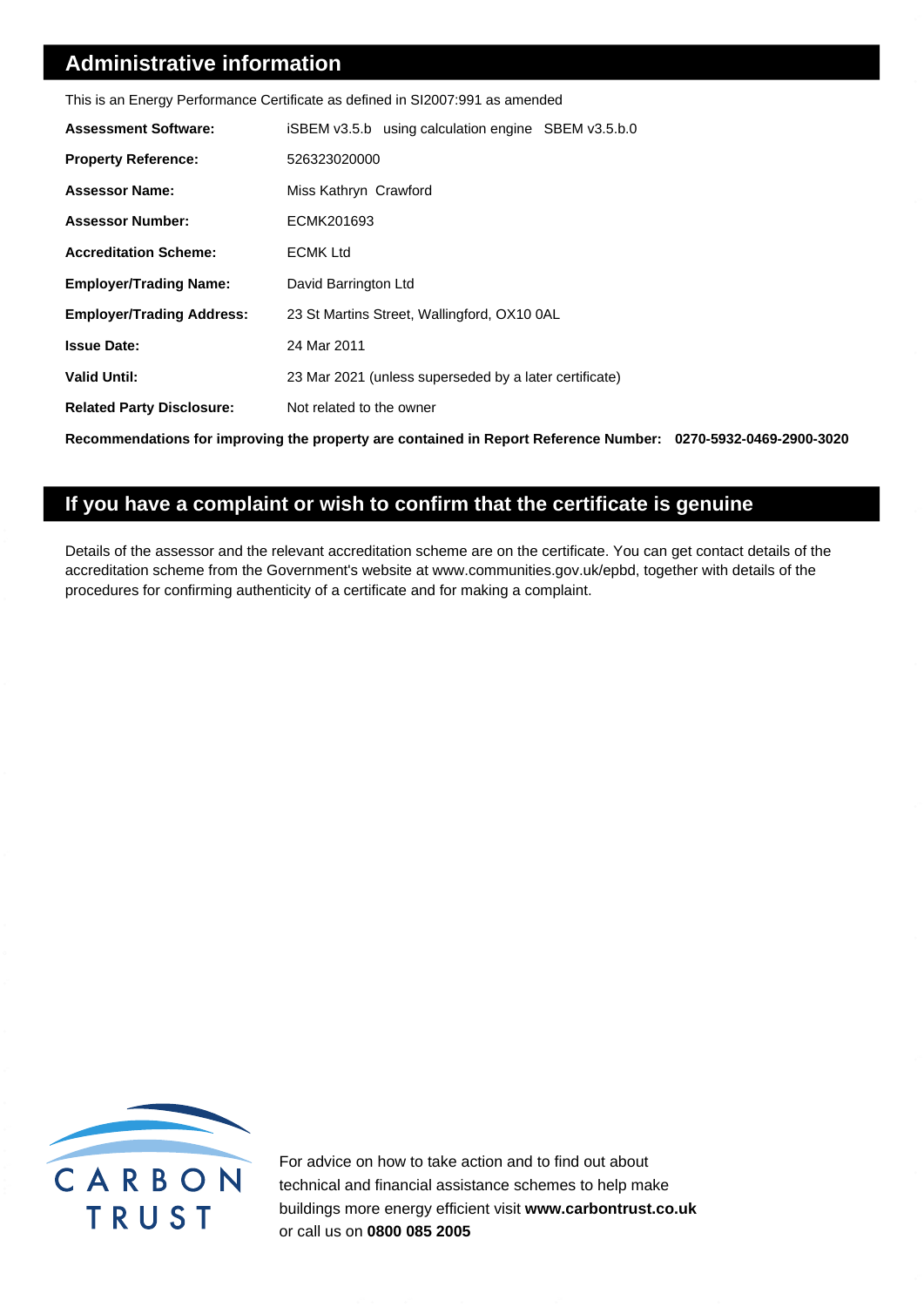## Administrative information

This is an Energy Performance Certificate as defined in SI2007:991 as amended

| | |
|---|---|
| **Assessment Software:** | iSBEM v3.5.b using calculation engine SBEM v3.5.b.0 |
| **Property Reference:** | 526323020000 |
| **Assessor Name:** | Miss Kathryn Crawford |
| **Assessor Number:** | ECMK201693 |
| **Accreditation Scheme:** | ECMK Ltd |
| **Employer/Trading Name:** | David Barrington Ltd |
| **Employer/Trading Address:** | 23 St Martins Street, Wallingford, OX10 0AL |
| **Issue Date:** | 24 Mar 2011 |
| **Valid Until:** | 23 Mar 2021 (unless superseded by a later certificate) |
| **Related Party Disclosure:** | Not related to the owner |

**Recommendations for improving the property are contained in Report Reference Number: 0270-5932-0469-2900-3020**

## If you have a complaint or wish to confirm that the certificate is genuine

Details of the assessor and the relevant accreditation scheme are on the certificate. You can get contact details of the accreditation scheme from the Government's website at www.communities.gov.uk/epbd, together with details of the procedures for confirming authenticity of a certificate and for making a complaint.

CARBON TRUST

For advice on how to take action and to find out about technical and financial assistance schemes to help make buildings more energy efficient visit **www.carbontrust.co.uk** or call us on **0800 085 2005**